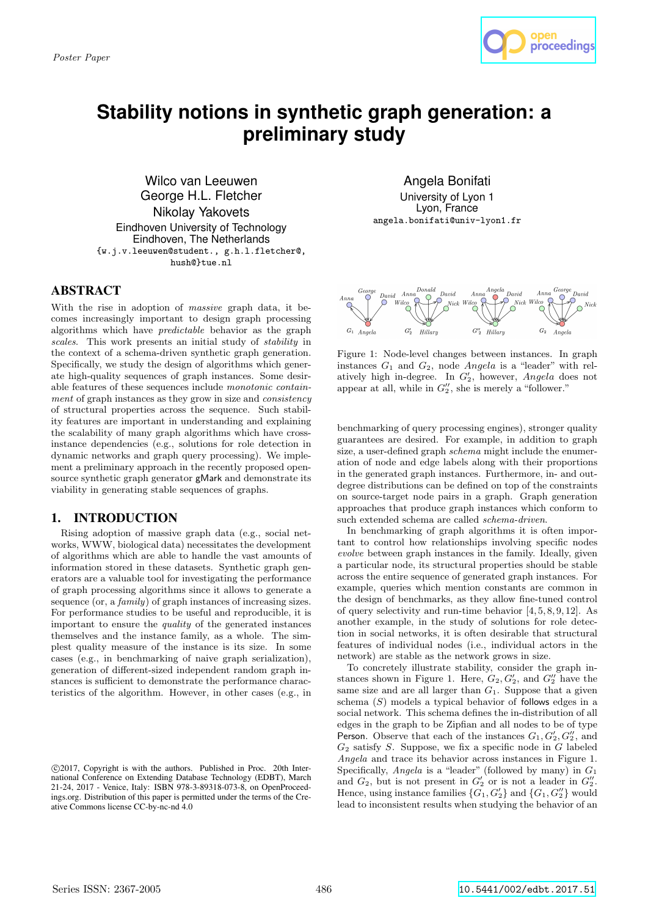*Poster Paper*

# Stability notions in synthetic graph generation: a preliminary study

Wilco van Leeuwen
George H.L. Fletcher
Nikolay Yakovets
Eindhoven University of Technology
Eindhoven, The Netherlands
{w.j.v.leeuwen@student., g.h.l.fletcher@, hush@}tue.nl

Angela Bonifati
University of Lyon 1
Lyon, France
angela.bonifati@univ-lyon1.fr

## ABSTRACT

With the rise in adoption of *massive* graph data, it becomes increasingly important to design graph processing algorithms which have *predictable* behavior as the graph *scales*. This work presents an initial study of *stability* in the context of a schema-driven synthetic graph generation. Specifically, we study the design of algorithms which generate high-quality sequences of graph instances. Some desirable features of these sequences include *monotonic containment* of graph instances as they grow in size and *consistency* of structural properties across the sequence. Such stability features are important in understanding and explaining the scalability of many graph algorithms which have cross-instance dependencies (e.g., solutions for role detection in dynamic networks and graph query processing). We implement a preliminary approach in the recently proposed open-source synthetic graph generator gMark and demonstrate its viability in generating stable sequences of graphs.

## 1. INTRODUCTION

Rising adoption of massive graph data (e.g., social networks, WWW, biological data) necessitates the development of algorithms which are able to handle the vast amounts of information stored in these datasets. Synthetic graph generators are a valuable tool for investigating the performance of graph processing algorithms since it allows to generate a sequence (or, a *family*) of graph instances of increasing sizes. For performance studies to be useful and reproducible, it is important to ensure the *quality* of the generated instances themselves and the instance family, as a whole. The simplest quality measure of the instance is its size. In some cases (e.g., in benchmarking of naive graph serialization), generation of different-sized independent random graph instances is sufficient to demonstrate the performance characteristics of the algorithm. However, in other cases (e.g., in benchmarking of query processing engines), stronger quality guarantees are desired. For example, in addition to graph size, a user-defined graph *schema* might include the enumeration of node and edge labels along with their proportions in the generated graph instances. Furthermore, in- and out-degree distributions can be defined on top of the constraints on source-target node pairs in a graph. Graph generation approaches that produce graph instances which conform to such extended schema are called *schema-driven*.

©2017, Copyright is with the authors. Published in Proc. 20th International Conference on Extending Database Technology (EDBT), March 21-24, 2017 - Venice, Italy: ISBN 978-3-89318-073-8, on OpenProceedings.org. Distribution of this paper is permitted under the terms of the Creative Commons license CC-by-nc-nd 4.0

Figure 1: Node-level changes between instances. In graph instances $G_1$ and $G_2$, node *Angela* is a "leader" with relatively high in-degree. In $G_2'$, however, *Angela* does not appear at all, while in $G_2''$, she is merely a "follower."

In benchmarking of graph algorithms it is often important to control how relationships involving specific nodes *evolve* between graph instances in the family. Ideally, given a particular node, its structural properties should be stable across the entire sequence of generated graph instances. For example, queries which mention constants are common in the design of benchmarks, as they allow fine-tuned control of query selectivity and run-time behavior [4,5,8,9,12]. As another example, in the study of solutions for role detection in social networks, it is often desirable that structural features of individual nodes (i.e., individual actors in the network) are stable as the network grows in size.

To concretely illustrate stability, consider the graph instances shown in Figure 1. Here, $G_2, G_2'$, and $G_2''$ have the same size and are all larger than $G_1$. Suppose that a given schema ($S$) models a typical behavior of follows edges in a social network. This schema defines the in-distribution of all edges in the graph to be Zipfian and all nodes to be of type Person. Observe that each of the instances $G_1, G_2', G_2''$, and $G_2$ satisfy $S$. Suppose, we fix a specific node in $G$ labeled *Angela* and trace its behavior across instances in Figure 1. Specifically, *Angela* is a "leader" (followed by many) in $G_1$ and $G_2$, but is not present in $G_2'$ or is not a leader in $G_2''$. Hence, using instance families $\{G_1, G_2'\}$ and $\{G_1, G_2''\}$ would lead to inconsistent results when studying the behavior of an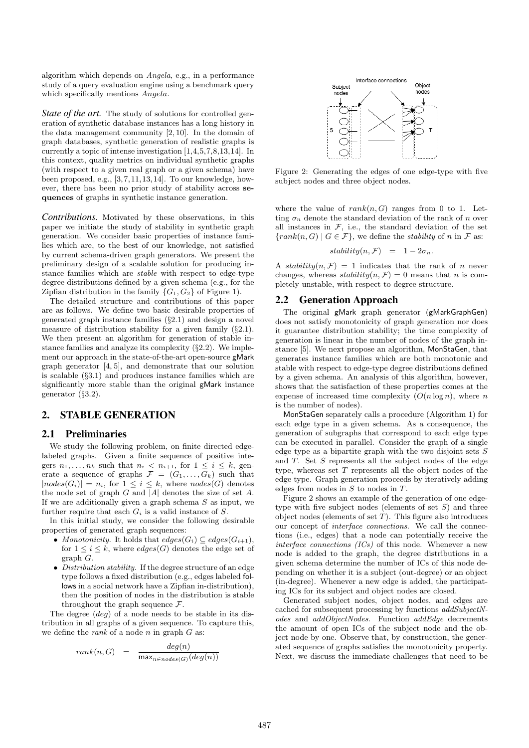algorithm which depends on *Angela*, e.g., in a performance study of a query evaluation engine using a benchmark query which specifically mentions *Angela*.

***State of the art.*** The study of solutions for controlled generation of synthetic database instances has a long history in the data management community [2, 10]. In the domain of graph databases, synthetic generation of realistic graphs is currently a topic of intense investigation [1,4,5,7,8,13,14]. In this context, quality metrics on individual synthetic graphs (with respect to a given real graph or a given schema) have been proposed, e.g., [3,7,11,13,14]. To our knowledge, however, there has been no prior study of stability across **sequences** of graphs in synthetic instance generation.

***Contributions.*** Motivated by these observations, in this paper we initiate the study of stability in synthetic graph generation. We consider basic properties of instance families which are, to the best of our knowledge, not satisfied by current schema-driven graph generators. We present the preliminary design of a scalable solution for producing instance families which are *stable* with respect to edge-type degree distributions defined by a given schema (e.g., for the Zipfian distribution in the family $\{G_1, G_2\}$ of Figure 1).

The detailed structure and contributions of this paper are as follows. We define two basic desirable properties of generated graph instance families (§2.1) and design a novel measure of distribution stability for a given family (§2.1). We then present an algorithm for generation of stable instance families and analyze its complexity (§2.2). We implement our approach in the state-of-the-art open-source gMark graph generator [4, 5], and demonstrate that our solution is scalable (§3.1) and produces instance families which are significantly more stable than the original gMark instance generator (§3.2).

## 2. STABLE GENERATION

### 2.1 Preliminaries

We study the following problem, on finite directed edge-labeled graphs. Given a finite sequence of positive integers $n_1, \ldots, n_k$ such that $n_i < n_{i+1}$, for $1 \leq i \leq k$, generate a sequence of graphs $\mathcal{F} = (G_1, \ldots, G_k)$ such that $|nodes(G_i)| = n_i$, for $1 \leq i \leq k$, where $nodes(G)$ denotes the node set of graph $G$ and $|A|$ denotes the size of set $A$. If we are additionally given a graph schema $S$ as input, we further require that each $G_i$ is a valid instance of $S$.

In this initial study, we consider the following desirable properties of generated graph sequences:

- *Monotonicity.* It holds that $edges(G_i) \subseteq edges(G_{i+1})$, for $1 \leq i \leq k$, where $edges(G)$ denotes the edge set of graph $G$.
- *Distribution stability.* If the degree structure of an edge type follows a fixed distribution (e.g., edges labeled follows in a social network have a Zipfian in-distribution), then the position of nodes in the distribution is stable throughout the graph sequence $\mathcal{F}$.

The degree ($deg$) of a node needs to be stable in its distribution in all graphs of a given sequence. To capture this, we define the *rank* of a node $n$ in graph $G$ as:

$$rank(n, G) \quad = \quad \frac{deg(n)}{\max_{n \in nodes(G)}(deg(n))}$$

Interface connections
Subject nodes
Object nodes
S
T

Figure 2: Generating the edges of one edge-type with five subject nodes and three object nodes.

where the value of $rank(n, G)$ ranges from 0 to 1. Letting $\sigma_n$ denote the standard deviation of the rank of $n$ over all instances in $\mathcal{F}$, i.e., the standard deviation of the set $\{rank(n, G) \mid G \in \mathcal{F}\}$, we define the *stability* of $n$ in $\mathcal{F}$ as:

$$stability(n, \mathcal{F}) \quad = \quad 1 - 2\sigma_n.$$

A $stability(n, \mathcal{F}) = 1$ indicates that the rank of $n$ never changes, whereas $stability(n, \mathcal{F}) = 0$ means that $n$ is completely unstable, with respect to degree structure.

### 2.2 Generation Approach

The original gMark graph generator (gMarkGraphGen) does not satisfy monotonicity of graph generation nor does it guarantee distribution stability; the time complexity of generation is linear in the number of nodes of the graph instance [5]. We next propose an algorithm, MonStaGen, that generates instance families which are both monotonic and stable with respect to edge-type degree distributions defined by a given schema. An analysis of this algorithm, however, shows that the satisfaction of these properties comes at the expense of increased time complexity ($O(n \log n)$, where $n$ is the number of nodes).

MonStaGen separately calls a procedure (Algorithm 1) for each edge type in a given schema. As a consequence, the generation of subgraphs that correspond to each edge type can be executed in parallel. Consider the graph of a single edge type as a bipartite graph with the two disjoint sets $S$ and $T$. Set $S$ represents all the subject nodes of the edge type, whereas set $T$ represents all the object nodes of the edge type. Graph generation proceeds by iteratively adding edges from nodes in $S$ to nodes in $T$.

Figure 2 shows an example of the generation of one edge-type with five subject nodes (elements of set $S$) and three object nodes (elements of set $T$). This figure also introduces our concept of *interface connections*. We call the connections (i.e., edges) that a node can potentially receive the *interface connections (ICs)* of this node. Whenever a new node is added to the graph, the degree distributions in a given schema determine the number of ICs of this node depending on whether it is a subject (out-degree) or an object (in-degree). Whenever a new edge is added, the participating ICs for its subject and object nodes are closed.

Generated subject nodes, object nodes, and edges are cached for subsequent processing by functions *addSubjectNodes* and *addObjectNodes*. Function *addEdge* decrements the amount of open ICs of the subject node and the object node by one. Observe that, by construction, the generated sequence of graphs satisfies the monotonicity property. Next, we discuss the immediate challenges that need to be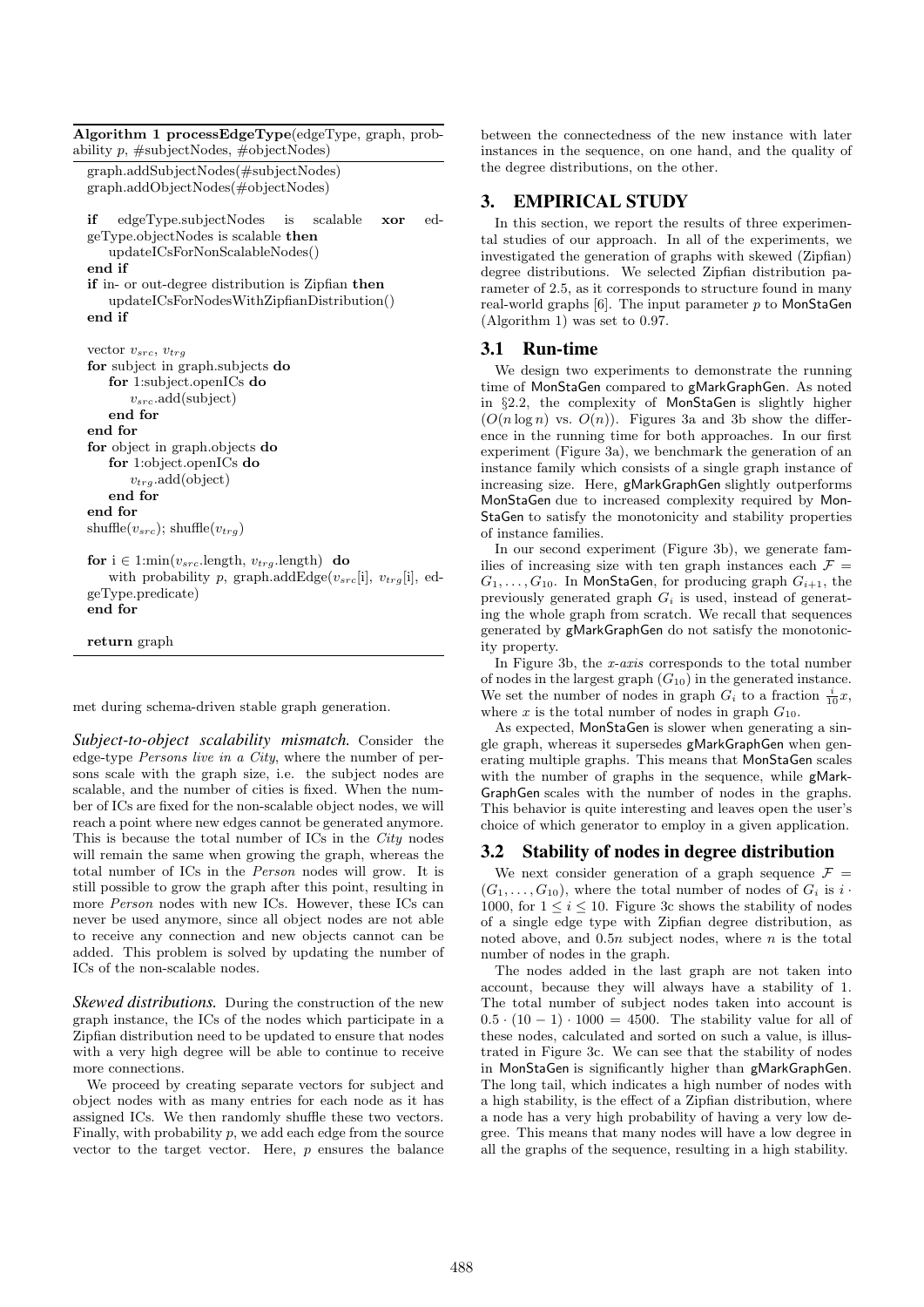**Algorithm 1 processEdgeType**(edgeType, graph, probability $p$, #subjectNodes, #objectNodes)

```
graph.addSubjectNodes(#subjectNodes)
graph.addObjectNodes(#objectNodes)

if edgeType.subjectNodes is scalable xor edgeType.objectNodes is scalable then
    updateICsForNonScalableNodes()
end if
if in- or out-degree distribution is Zipfian then
    updateICsForNodesWithZipfianDistribution()
end if

vector v_src, v_trg
for subject in graph.subjects do
    for 1:subject.openICs do
        v_src.add(subject)
    end for
end for
for object in graph.objects do
    for 1:object.openICs do
        v_trg.add(object)
    end for
end for
shuffle(v_src); shuffle(v_trg)

for i ∈ 1:min(v_src.length, v_trg.length) do
    with probability p, graph.addEdge(v_src[i], v_trg[i], edgeType.predicate)
end for

return graph
```

met during schema-driven stable graph generation.

***Subject-to-object scalability mismatch.*** Consider the edge-type *Persons live in a City*, where the number of persons scale with the graph size, i.e. the subject nodes are scalable, and the number of cities is fixed. When the number of ICs are fixed for the non-scalable object nodes, we will reach a point where new edges cannot be generated anymore. This is because the total number of ICs in the *City* nodes will remain the same when growing the graph, whereas the total number of ICs in the *Person* nodes will grow. It is still possible to grow the graph after this point, resulting in more *Person* nodes with new ICs. However, these ICs can never be used anymore, since all object nodes are not able to receive any connection and new objects cannot can be added. This problem is solved by updating the number of ICs of the non-scalable nodes.

***Skewed distributions.*** During the construction of the new graph instance, the ICs of the nodes which participate in a Zipfian distribution need to be updated to ensure that nodes with a very high degree will be able to continue to receive more connections.

We proceed by creating separate vectors for subject and object nodes with as many entries for each node as it has assigned ICs. We then randomly shuffle these two vectors. Finally, with probability $p$, we add each edge from the source vector to the target vector. Here, $p$ ensures the balance between the connectedness of the new instance with later instances in the sequence, on one hand, and the quality of the degree distributions, on the other.

## 3. EMPIRICAL STUDY

In this section, we report the results of three experimental studies of our approach. In all of the experiments, we investigated the generation of graphs with skewed (Zipfian) degree distributions. We selected Zipfian distribution parameter of 2.5, as it corresponds to structure found in many real-world graphs [6]. The input parameter $p$ to MonStaGen (Algorithm 1) was set to 0.97.

### 3.1 Run-time

We design two experiments to demonstrate the running time of MonStaGen compared to gMarkGraphGen. As noted in §2.2, the complexity of MonStaGen is slightly higher ($O(n \log n)$ vs. $O(n)$). Figures 3a and 3b show the difference in the running time for both approaches. In our first experiment (Figure 3a), we benchmark the generation of an instance family which consists of a single graph instance of increasing size. Here, gMarkGraphGen slightly outperforms MonStaGen due to increased complexity required by MonStaGen to satisfy the monotonicity and stability properties of instance families.

In our second experiment (Figure 3b), we generate families of increasing size with ten graph instances each $\mathcal{F} = G_1, \ldots, G_{10}$. In MonStaGen, for producing graph $G_{i+1}$, the previously generated graph $G_i$ is used, instead of generating the whole graph from scratch. We recall that sequences generated by gMarkGraphGen do not satisfy the monotonicity property.

In Figure 3b, the *x-axis* corresponds to the total number of nodes in the largest graph ($G_{10}$) in the generated instance. We set the number of nodes in graph $G_i$ to a fraction $\frac{i}{10}x$, where $x$ is the total number of nodes in graph $G_{10}$.

As expected, MonStaGen is slower when generating a single graph, whereas it supersedes gMarkGraphGen when generating multiple graphs. This means that MonStaGen scales with the number of graphs in the sequence, while gMarkGraphGen scales with the number of nodes in the graphs. This behavior is quite interesting and leaves open the user's choice of which generator to employ in a given application.

### 3.2 Stability of nodes in degree distribution

We next consider generation of a graph sequence $\mathcal{F} = (G_1, \ldots, G_{10})$, where the total number of nodes of $G_i$ is $i \cdot 1000$, for $1 \leq i \leq 10$. Figure 3c shows the stability of nodes of a single edge type with Zipfian degree distribution, as noted above, and $0.5n$ subject nodes, where $n$ is the total number of nodes in the graph.

The nodes added in the last graph are not taken into account, because they will always have a stability of 1. The total number of subject nodes taken into account is $0.5 \cdot (10 - 1) \cdot 1000 = 4500$. The stability value for all of these nodes, calculated and sorted on such a value, is illustrated in Figure 3c. We can see that the stability of nodes in MonStaGen is significantly higher than gMarkGraphGen. The long tail, which indicates a high number of nodes with a high stability, is the effect of a Zipfian distribution, where a node has a very high probability of having a very low degree. This means that many nodes will have a low degree in all the graphs of the sequence, resulting in a high stability.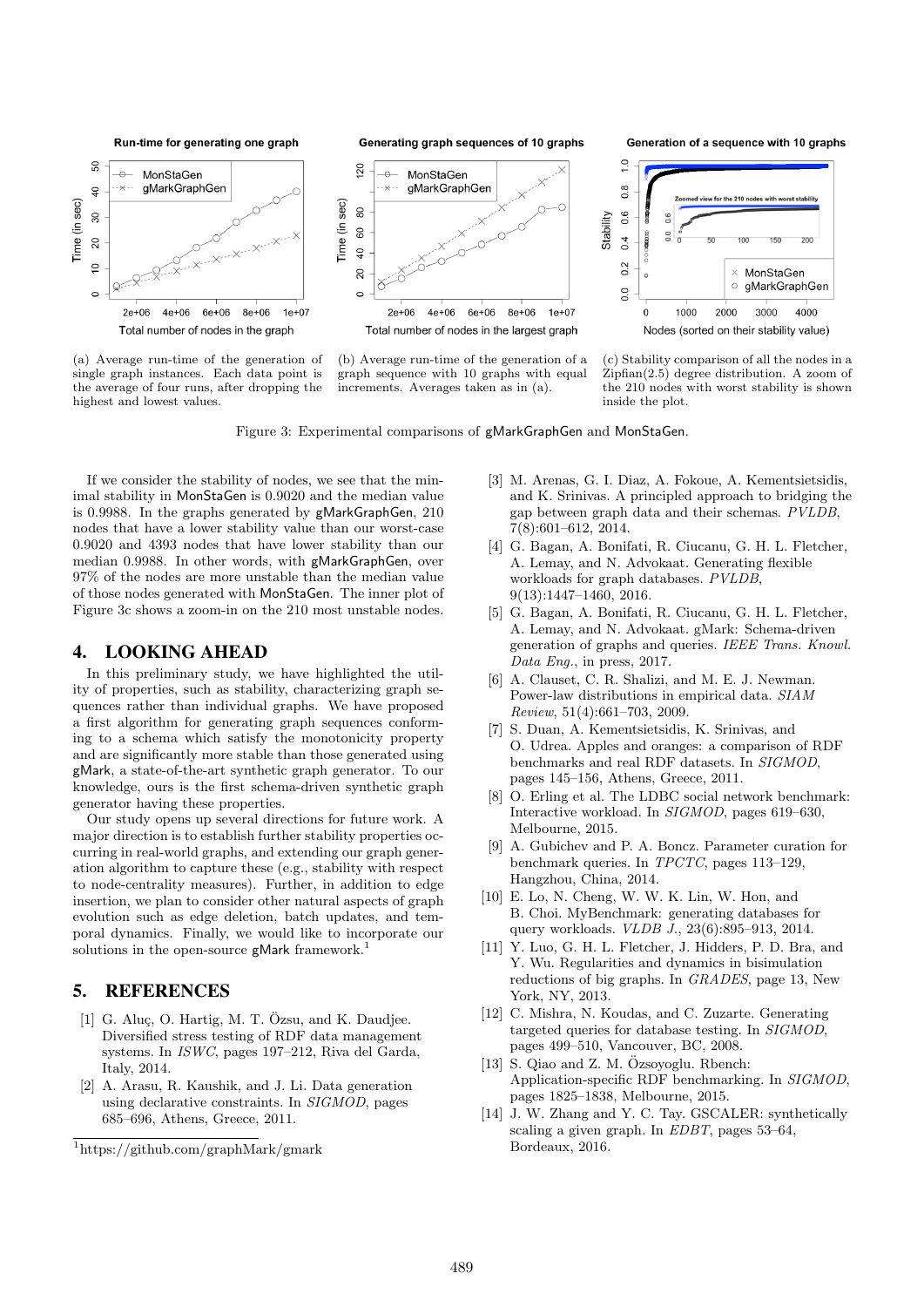**Run-time for generating one graph**

Time (in sec)

50, 40, 30, 20, 10, 0

MonStaGen
gMarkGraphGen

2e+06, 4e+06, 6e+06, 8e+06, 1e+07

Total number of nodes in the graph

(a) Average run-time of the generation of single graph instances. Each data point is the average of four runs, after dropping the highest and lowest values.

**Generating graph sequences of 10 graphs**

Time (in sec)

120, 80, 60, 40, 20, 0

MonStaGen
gMarkGraphGen

2e+06, 4e+06, 6e+06, 8e+06, 1e+07

Total number of nodes in the largest graph

(b) Average run-time of the generation of a graph sequence with 10 graphs with equal increments. Averages taken as in (a).

**Generation of a sequence with 10 graphs**

Stability

1.0, 0.8, 0.6, 0.4, 0.2, 0.0

Zoomed view for the 210 nodes with worst stability

0.6, 0.0

0, 50, 100, 150, 200

MonStaGen
gMarkGraphGen

0, 1000, 2000, 3000, 4000

Nodes (sorted on their stability value)

(c) Stability comparison of all the nodes in a Zipfian(2.5) degree distribution. A zoom of the 210 nodes with worst stability is shown inside the plot.

Figure 3: Experimental comparisons of gMarkGraphGen and MonStaGen.

If we consider the stability of nodes, we see that the minimal stability in MonStaGen is 0.9020 and the median value is 0.9988. In the graphs generated by gMarkGraphGen, 210 nodes that have a lower stability value than our worst-case 0.9020 and 4393 nodes that have lower stability than our median 0.9988. In other words, with gMarkGraphGen, over 97% of the nodes are more unstable than the median value of those nodes generated with MonStaGen. The inner plot of Figure 3c shows a zoom-in on the 210 most unstable nodes.

## 4. LOOKING AHEAD

In this preliminary study, we have highlighted the utility of properties, such as stability, characterizing graph sequences rather than individual graphs. We have proposed a first algorithm for generating graph sequences conforming to a schema which satisfy the monotonicity property and are significantly more stable than those generated using gMark, a state-of-the-art synthetic graph generator. To our knowledge, ours is the first schema-driven synthetic graph generator having these properties.

Our study opens up several directions for future work. A major direction is to establish further stability properties occurring in real-world graphs, and extending our graph generation algorithm to capture these (e.g., stability with respect to node-centrality measures). Further, in addition to edge insertion, we plan to consider other natural aspects of graph evolution such as edge deletion, batch updates, and temporal dynamics. Finally, we would like to incorporate our solutions in the open-source gMark framework.[1]

## 5. REFERENCES

[1] G. Aluç, O. Hartig, M. T. Özsu, and K. Daudjee. Diversified stress testing of RDF data management systems. In *ISWC*, pages 197–212, Riva del Garda, Italy, 2014.

[2] A. Arasu, R. Kaushik, and J. Li. Data generation using declarative constraints. In *SIGMOD*, pages 685–696, Athens, Greece, 2011.

[3] M. Arenas, G. I. Diaz, A. Fokoue, A. Kementsietsidis, and K. Srinivas. A principled approach to bridging the gap between graph data and their schemas. *PVLDB*, 7(8):601–612, 2014.

[4] G. Bagan, A. Bonifati, R. Ciucanu, G. H. L. Fletcher, A. Lemay, and N. Advokaat. Generating flexible workloads for graph databases. *PVLDB*, 9(13):1447–1460, 2016.

[5] G. Bagan, A. Bonifati, R. Ciucanu, G. H. L. Fletcher, A. Lemay, and N. Advokaat. gMark: Schema-driven generation of graphs and queries. *IEEE Trans. Knowl. Data Eng.*, in press, 2017.

[6] A. Clauset, C. R. Shalizi, and M. E. J. Newman. Power-law distributions in empirical data. *SIAM Review*, 51(4):661–703, 2009.

[7] S. Duan, A. Kementsietsidis, K. Srinivas, and O. Udrea. Apples and oranges: a comparison of RDF benchmarks and real RDF datasets. In *SIGMOD*, pages 145–156, Athens, Greece, 2011.

[8] O. Erling et al. The LDBC social network benchmark: Interactive workload. In *SIGMOD*, pages 619–630, Melbourne, 2015.

[9] A. Gubichev and P. A. Boncz. Parameter curation for benchmark queries. In *TPCTC*, pages 113–129, Hangzhou, China, 2014.

[10] E. Lo, N. Cheng, W. W. K. Lin, W. Hon, and B. Choi. MyBenchmark: generating databases for query workloads. *VLDB J.*, 23(6):895–913, 2014.

[11] Y. Luo, G. H. L. Fletcher, J. Hidders, P. D. Bra, and Y. Wu. Regularities and dynamics in bisimulation reductions of big graphs. In *GRADES*, page 13, New York, NY, 2013.

[12] C. Mishra, N. Koudas, and C. Zuzarte. Generating targeted queries for database testing. In *SIGMOD*, pages 499–510, Vancouver, BC, 2008.

[13] S. Qiao and Z. M. Özsoyoglu. Rbench: Application-specific RDF benchmarking. In *SIGMOD*, pages 1825–1838, Melbourne, 2015.

[14] J. W. Zhang and Y. C. Tay. GSCALER: synthetically scaling a given graph. In *EDBT*, pages 53–64, Bordeaux, 2016.

[1] https://github.com/graphMark/gmark